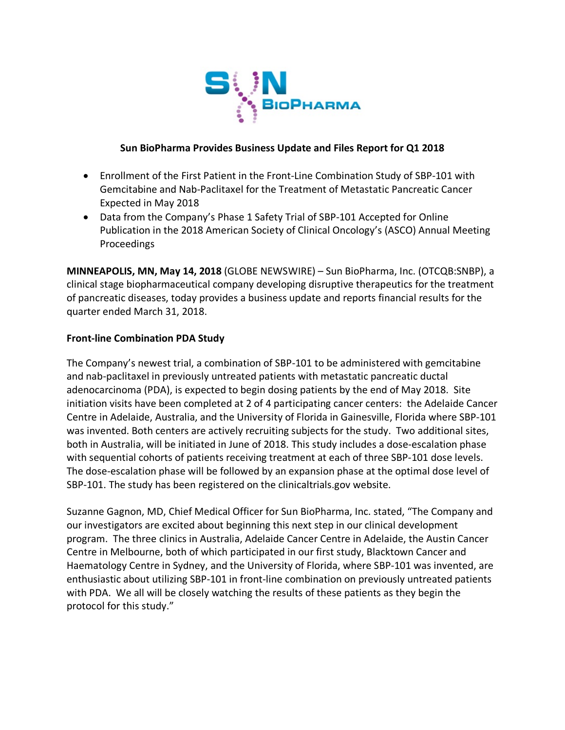# Sun BioPharma Provides Business Update and Files Report for Q1 2018

- Enrollment of the First Patient in the Front-Line Combination Study of SBP-101 with Gemcitabine and Nab-Paclitaxel for the Treatment of Metastatic Pancreatic Cancer Expected in May 2018
- Data from the Company's Phase 1 Safety Trial of SBP-101 Accepted for Online Publication in the 2018 American Society of Clinical Oncology's (ASCO) Annual Meeting Proceedings

**MINNEAPOLIS, MN, May 14, 2018** (GLOBE NEWSWIRE) – Sun BioPharma, Inc. (OTCQB:SNBP), a clinical stage biopharmaceutical company developing disruptive therapeutics for the treatment of pancreatic diseases, today provides a business update and reports financial results for the quarter ended March 31, 2018.

## Front-line Combination PDA Study

The Company's newest trial, a combination of SBP-101 to be administered with gemcitabine and nab-paclitaxel in previously untreated patients with metastatic pancreatic ductal adenocarcinoma (PDA), is expected to begin dosing patients by the end of May 2018. Site initiation visits have been completed at 2 of 4 participating cancer centers: the Adelaide Cancer Centre in Adelaide, Australia, and the University of Florida in Gainesville, Florida where SBP-101 was invented. Both centers are actively recruiting subjects for the study. Two additional sites, both in Australia, will be initiated in June of 2018. This study includes a dose-escalation phase with sequential cohorts of patients receiving treatment at each of three SBP-101 dose levels. The dose-escalation phase will be followed by an expansion phase at the optimal dose level of SBP-101. The study has been registered on the clinicaltrials.gov website.

Suzanne Gagnon, MD, Chief Medical Officer for Sun BioPharma, Inc. stated, "The Company and our investigators are excited about beginning this next step in our clinical development program. The three clinics in Australia, Adelaide Cancer Centre in Adelaide, the Austin Cancer Centre in Melbourne, both of which participated in our first study, Blacktown Cancer and Haematology Centre in Sydney, and the University of Florida, where SBP-101 was invented, are enthusiastic about utilizing SBP-101 in front-line combination on previously untreated patients with PDA. We all will be closely watching the results of these patients as they begin the protocol for this study."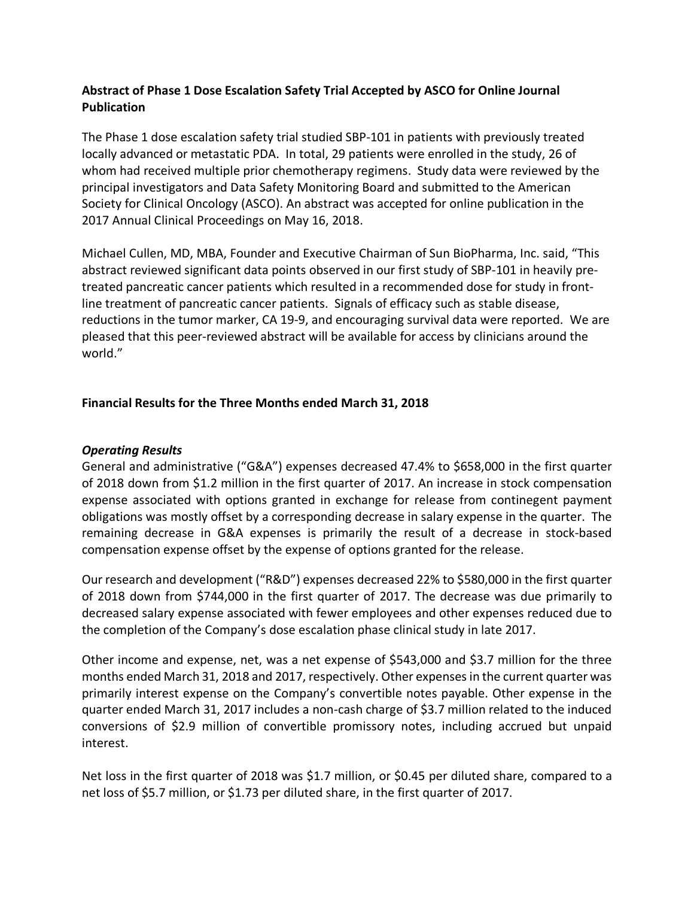**Abstract of Phase 1 Dose Escalation Safety Trial Accepted by ASCO for Online Journal Publication**

The Phase 1 dose escalation safety trial studied SBP-101 in patients with previously treated locally advanced or metastatic PDA. In total, 29 patients were enrolled in the study, 26 of whom had received multiple prior chemotherapy regimens. Study data were reviewed by the principal investigators and Data Safety Monitoring Board and submitted to the American Society for Clinical Oncology (ASCO). An abstract was accepted for online publication in the 2017 Annual Clinical Proceedings on May 16, 2018.

Michael Cullen, MD, MBA, Founder and Executive Chairman of Sun BioPharma, Inc. said, "This abstract reviewed significant data points observed in our first study of SBP-101 in heavily pre-treated pancreatic cancer patients which resulted in a recommended dose for study in front-line treatment of pancreatic cancer patients. Signals of efficacy such as stable disease, reductions in the tumor marker, CA 19-9, and encouraging survival data were reported. We are pleased that this peer-reviewed abstract will be available for access by clinicians around the world."

**Financial Results for the Three Months ended March 31, 2018**

***Operating Results***

General and administrative ("G&A") expenses decreased 47.4% to $658,000 in the first quarter of 2018 down from $1.2 million in the first quarter of 2017. An increase in stock compensation expense associated with options granted in exchange for release from continegent payment obligations was mostly offset by a corresponding decrease in salary expense in the quarter. The remaining decrease in G&A expenses is primarily the result of a decrease in stock-based compensation expense offset by the expense of options granted for the release.

Our research and development ("R&D") expenses decreased 22% to $580,000 in the first quarter of 2018 down from $744,000 in the first quarter of 2017. The decrease was due primarily to decreased salary expense associated with fewer employees and other expenses reduced due to the completion of the Company's dose escalation phase clinical study in late 2017.

Other income and expense, net, was a net expense of $543,000 and $3.7 million for the three months ended March 31, 2018 and 2017, respectively. Other expenses in the current quarter was primarily interest expense on the Company's convertible notes payable. Other expense in the quarter ended March 31, 2017 includes a non-cash charge of $3.7 million related to the induced conversions of $2.9 million of convertible promissory notes, including accrued but unpaid interest.

Net loss in the first quarter of 2018 was $1.7 million, or $0.45 per diluted share, compared to a net loss of $5.7 million, or $1.73 per diluted share, in the first quarter of 2017.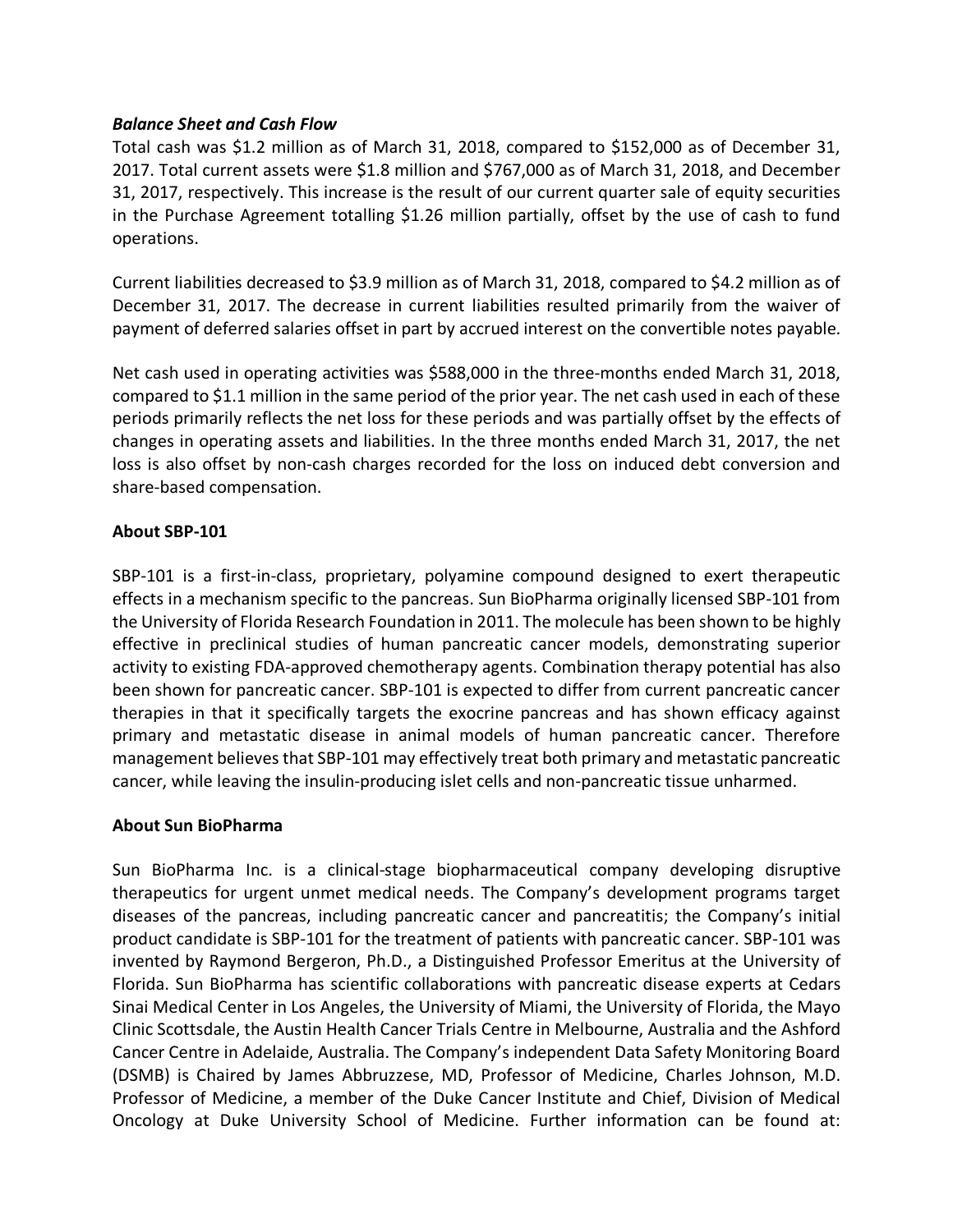***Balance Sheet and Cash Flow***

Total cash was $1.2 million as of March 31, 2018, compared to $152,000 as of December 31, 2017. Total current assets were $1.8 million and $767,000 as of March 31, 2018, and December 31, 2017, respectively. This increase is the result of our current quarter sale of equity securities in the Purchase Agreement totalling $1.26 million partially, offset by the use of cash to fund operations.

Current liabilities decreased to $3.9 million as of March 31, 2018, compared to $4.2 million as of December 31, 2017. The decrease in current liabilities resulted primarily from the waiver of payment of deferred salaries offset in part by accrued interest on the convertible notes payable.

Net cash used in operating activities was $588,000 in the three-months ended March 31, 2018, compared to $1.1 million in the same period of the prior year. The net cash used in each of these periods primarily reflects the net loss for these periods and was partially offset by the effects of changes in operating assets and liabilities. In the three months ended March 31, 2017, the net loss is also offset by non-cash charges recorded for the loss on induced debt conversion and share-based compensation.

**About SBP-101**

SBP-101 is a first-in-class, proprietary, polyamine compound designed to exert therapeutic effects in a mechanism specific to the pancreas. Sun BioPharma originally licensed SBP-101 from the University of Florida Research Foundation in 2011. The molecule has been shown to be highly effective in preclinical studies of human pancreatic cancer models, demonstrating superior activity to existing FDA-approved chemotherapy agents. Combination therapy potential has also been shown for pancreatic cancer. SBP-101 is expected to differ from current pancreatic cancer therapies in that it specifically targets the exocrine pancreas and has shown efficacy against primary and metastatic disease in animal models of human pancreatic cancer. Therefore management believes that SBP-101 may effectively treat both primary and metastatic pancreatic cancer, while leaving the insulin-producing islet cells and non-pancreatic tissue unharmed.

**About Sun BioPharma**

Sun BioPharma Inc. is a clinical-stage biopharmaceutical company developing disruptive therapeutics for urgent unmet medical needs. The Company's development programs target diseases of the pancreas, including pancreatic cancer and pancreatitis; the Company's initial product candidate is SBP-101 for the treatment of patients with pancreatic cancer. SBP-101 was invented by Raymond Bergeron, Ph.D., a Distinguished Professor Emeritus at the University of Florida. Sun BioPharma has scientific collaborations with pancreatic disease experts at Cedars Sinai Medical Center in Los Angeles, the University of Miami, the University of Florida, the Mayo Clinic Scottsdale, the Austin Health Cancer Trials Centre in Melbourne, Australia and the Ashford Cancer Centre in Adelaide, Australia. The Company's independent Data Safety Monitoring Board (DSMB) is Chaired by James Abbruzzese, MD, Professor of Medicine, Charles Johnson, M.D. Professor of Medicine, a member of the Duke Cancer Institute and Chief, Division of Medical Oncology at Duke University School of Medicine. Further information can be found at: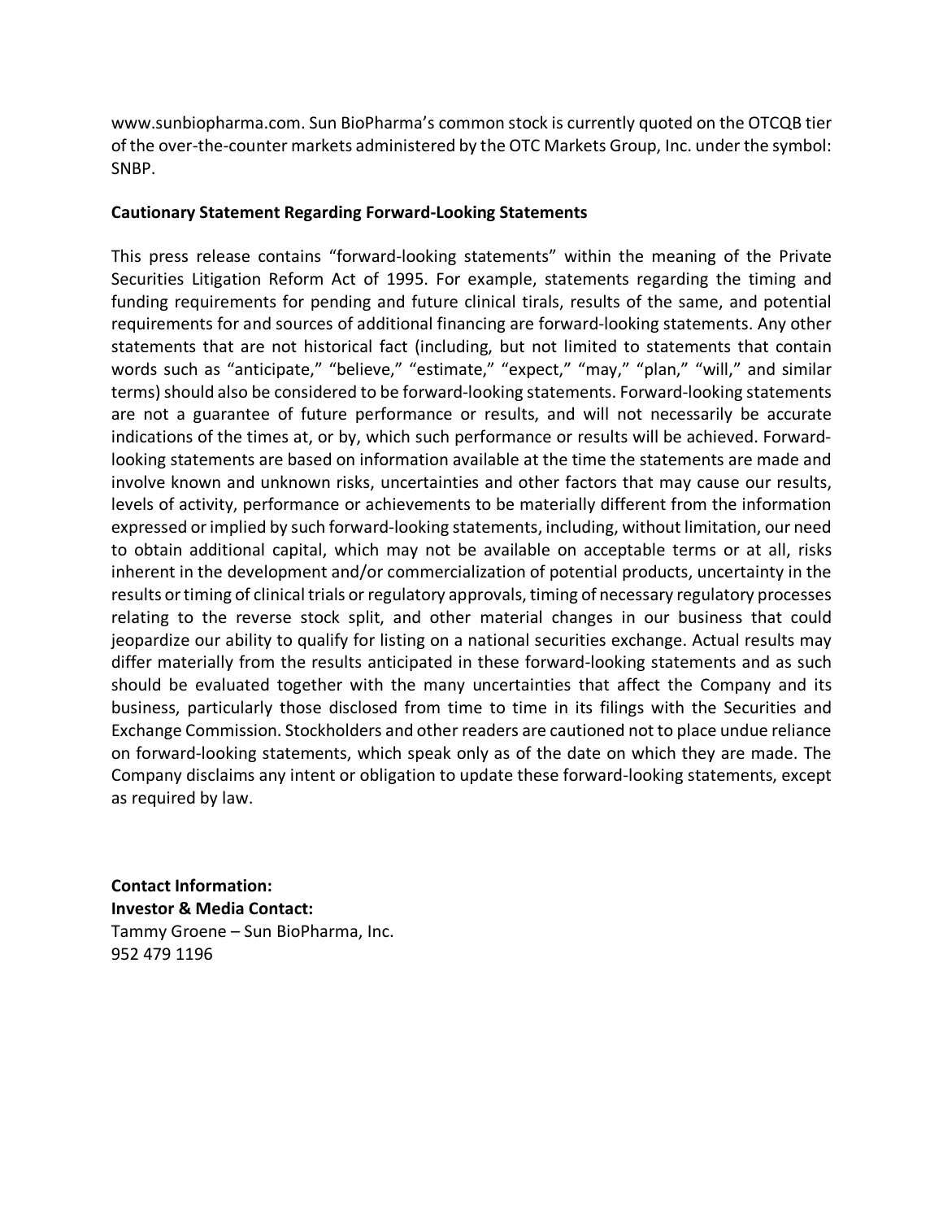www.sunbiopharma.com. Sun BioPharma's common stock is currently quoted on the OTCQB tier of the over-the-counter markets administered by the OTC Markets Group, Inc. under the symbol: SNBP.

**Cautionary Statement Regarding Forward-Looking Statements**

This press release contains "forward-looking statements" within the meaning of the Private Securities Litigation Reform Act of 1995. For example, statements regarding the timing and funding requirements for pending and future clinical tirals, results of the same, and potential requirements for and sources of additional financing are forward-looking statements. Any other statements that are not historical fact (including, but not limited to statements that contain words such as "anticipate," "believe," "estimate," "expect," "may," "plan," "will," and similar terms) should also be considered to be forward-looking statements. Forward-looking statements are not a guarantee of future performance or results, and will not necessarily be accurate indications of the times at, or by, which such performance or results will be achieved. Forward-looking statements are based on information available at the time the statements are made and involve known and unknown risks, uncertainties and other factors that may cause our results, levels of activity, performance or achievements to be materially different from the information expressed or implied by such forward-looking statements, including, without limitation, our need to obtain additional capital, which may not be available on acceptable terms or at all, risks inherent in the development and/or commercialization of potential products, uncertainty in the results or timing of clinical trials or regulatory approvals, timing of necessary regulatory processes relating to the reverse stock split, and other material changes in our business that could jeopardize our ability to qualify for listing on a national securities exchange. Actual results may differ materially from the results anticipated in these forward-looking statements and as such should be evaluated together with the many uncertainties that affect the Company and its business, particularly those disclosed from time to time in its filings with the Securities and Exchange Commission. Stockholders and other readers are cautioned not to place undue reliance on forward-looking statements, which speak only as of the date on which they are made. The Company disclaims any intent or obligation to update these forward-looking statements, except as required by law.

**Contact Information:**
**Investor & Media Contact:**
Tammy Groene – Sun BioPharma, Inc.
952 479 1196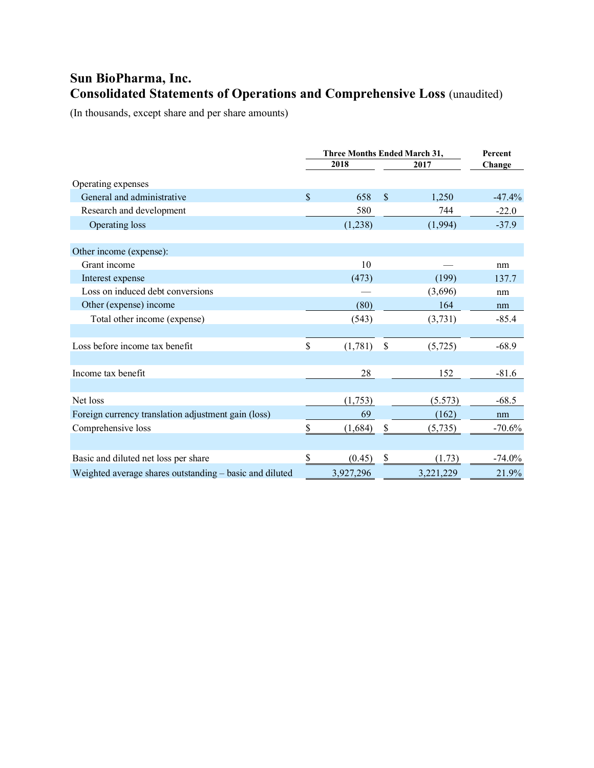# Sun BioPharma, Inc.
## Consolidated Statements of Operations and Comprehensive Loss (unaudited)

(In thousands, except share and per share amounts)

| | Three Months Ended March 31, | | Percent |
|---|---|---|---|
| | 2018 | 2017 | Change |
| Operating expenses | | | |
| General and administrative | $ 658 | $ 1,250 | -47.4% |
| Research and development | 580 | 744 | -22.0 |
| Operating loss | (1,238) | (1,994) | -37.9 |
| | | | |
| Other income (expense): | | | |
| Grant income | 10 | — | nm |
| Interest expense | (473) | (199) | 137.7 |
| Loss on induced debt conversions | — | (3,696) | nm |
| Other (expense) income | (80) | 164 | nm |
| Total other income (expense) | (543) | (3,731) | -85.4 |
| | | | |
| Loss before income tax benefit | $ (1,781) | $ (5,725) | -68.9 |
| | | | |
| Income tax benefit | 28 | 152 | -81.6 |
| | | | |
| Net loss | (1,753) | (5.573) | -68.5 |
| Foreign currency translation adjustment gain (loss) | 69 | (162) | nm |
| Comprehensive loss | $ (1,684) | $ (5,735) | -70.6% |
| | | | |
| Basic and diluted net loss per share | $ (0.45) | $ (1.73) | -74.0% |
| Weighted average shares outstanding – basic and diluted | 3,927,296 | 3,221,229 | 21.9% |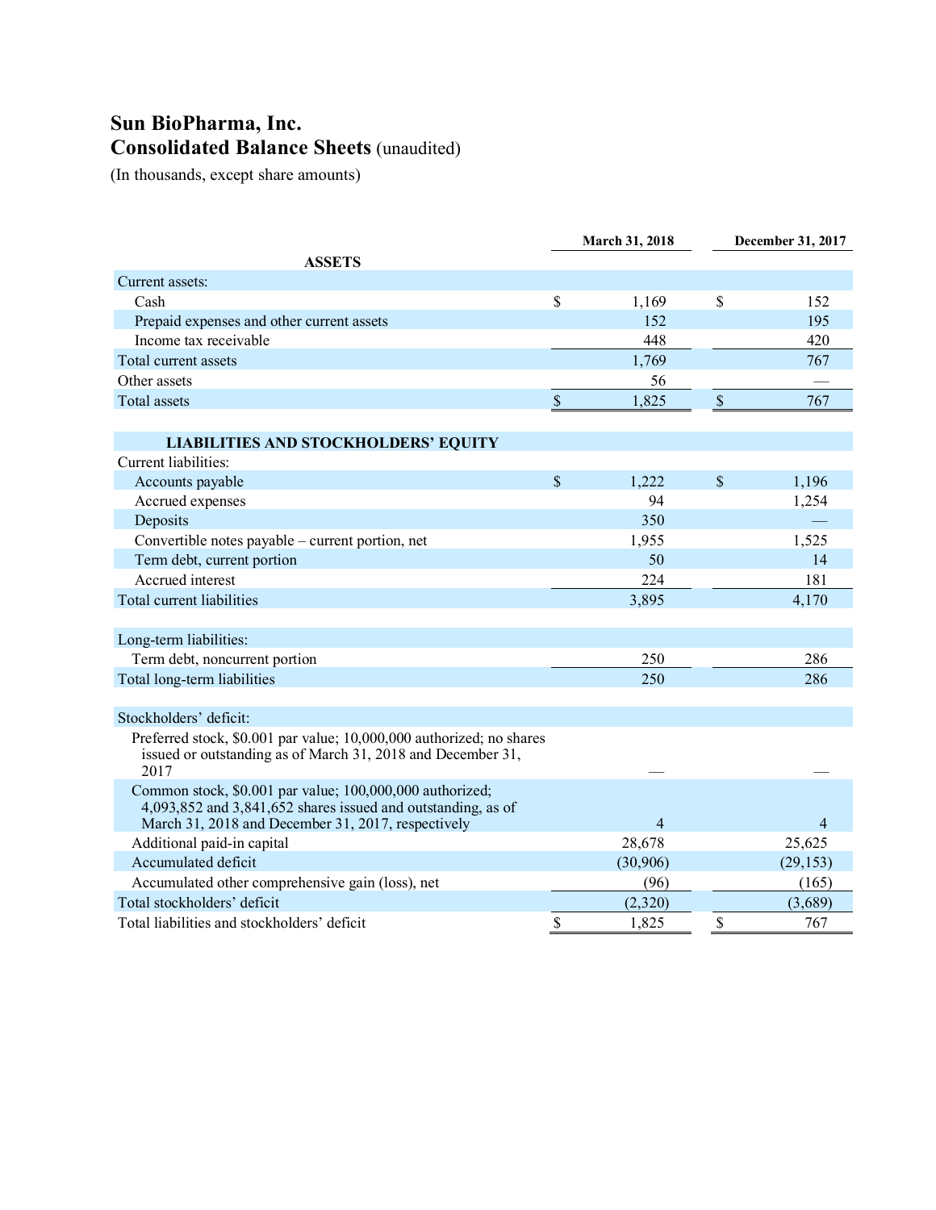# Sun BioPharma, Inc.

## Consolidated Balance Sheets (unaudited)

(In thousands, except share amounts)

| | March 31, 2018 | December 31, 2017 |
|---|---|---|
| **ASSETS** | | |
| Current assets: | | |
| Cash | $ 1,169 | $ 152 |
| Prepaid expenses and other current assets | 152 | 195 |
| Income tax receivable | 448 | 420 |
| Total current assets | 1,769 | 767 |
| Other assets | 56 | — |
| Total assets | $ 1,825 | $ 767 |
| **LIABILITIES AND STOCKHOLDERS' EQUITY** | | |
| Current liabilities: | | |
| Accounts payable | $ 1,222 | $ 1,196 |
| Accrued expenses | 94 | 1,254 |
| Deposits | 350 | — |
| Convertible notes payable – current portion, net | 1,955 | 1,525 |
| Term debt, current portion | 50 | 14 |
| Accrued interest | 224 | 181 |
| Total current liabilities | 3,895 | 4,170 |
| Long-term liabilities: | | |
| Term debt, noncurrent portion | 250 | 286 |
| Total long-term liabilities | 250 | 286 |
| Stockholders' deficit: | | |
| Preferred stock, $0.001 par value; 10,000,000 authorized; no shares issued or outstanding as of March 31, 2018 and December 31, 2017 | — | — |
| Common stock, $0.001 par value; 100,000,000 authorized; 4,093,852 and 3,841,652 shares issued and outstanding, as of March 31, 2018 and December 31, 2017, respectively | 4 | 4 |
| Additional paid-in capital | 28,678 | 25,625 |
| Accumulated deficit | (30,906) | (29,153) |
| Accumulated other comprehensive gain (loss), net | (96) | (165) |
| Total stockholders' deficit | (2,320) | (3,689) |
| Total liabilities and stockholders' deficit | $ 1,825 | $ 767 |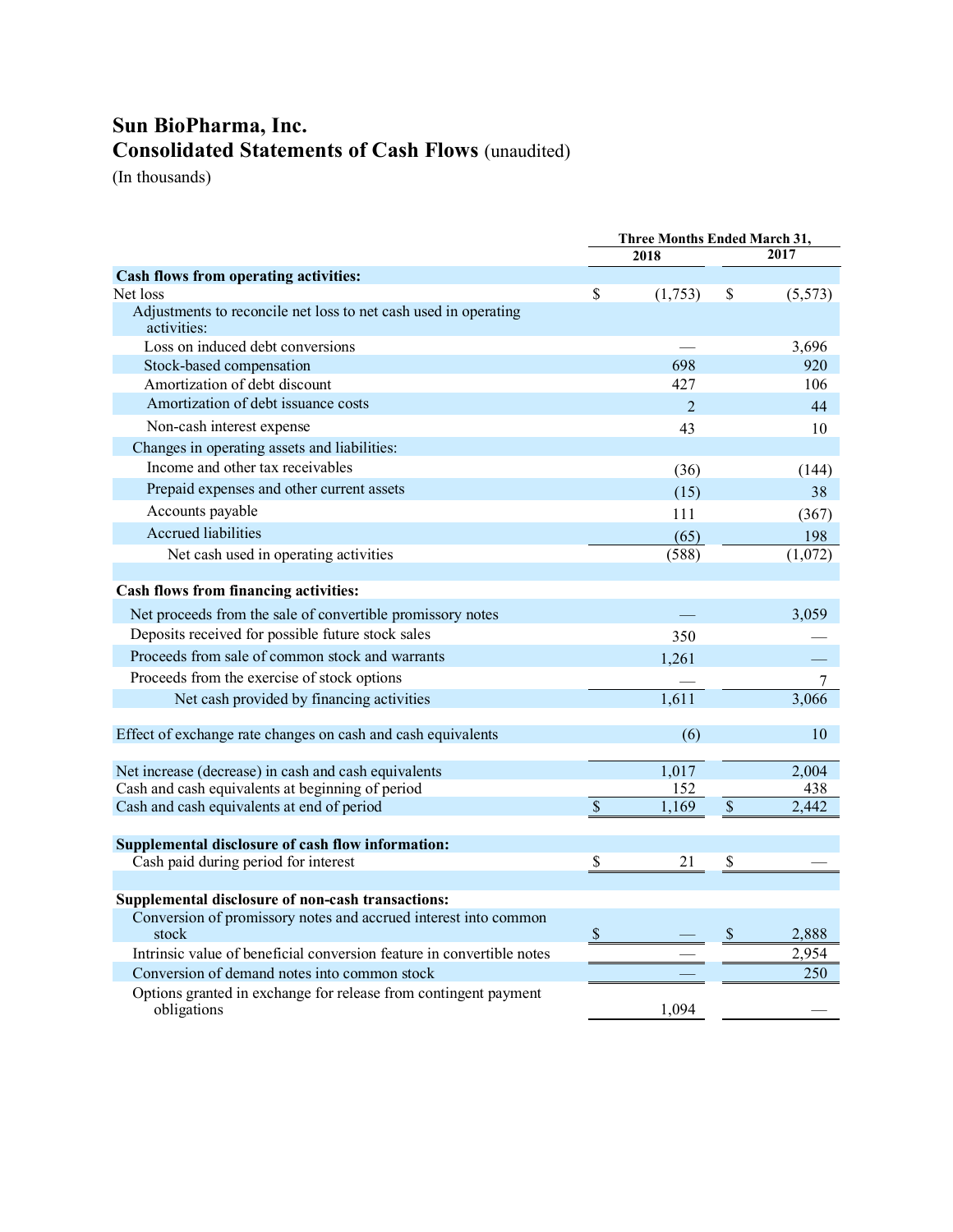# Sun BioPharma, Inc.

## Consolidated Statements of Cash Flows (unaudited)

(In thousands)

| | Three Months Ended March 31, 2018 | 2017 |
|---|---|---|
| **Cash flows from operating activities:** | | |
| Net loss | $ (1,753) | $ (5,573) |
| Adjustments to reconcile net loss to net cash used in operating activities: | | |
| Loss on induced debt conversions | — | 3,696 |
| Stock-based compensation | 698 | 920 |
| Amortization of debt discount | 427 | 106 |
| Amortization of debt issuance costs | 2 | 44 |
| Non-cash interest expense | 43 | 10 |
| Changes in operating assets and liabilities: | | |
| Income and other tax receivables | (36) | (144) |
| Prepaid expenses and other current assets | (15) | 38 |
| Accounts payable | 111 | (367) |
| Accrued liabilities | (65) | 198 |
| Net cash used in operating activities | (588) | (1,072) |
| | | |
| **Cash flows from financing activities:** | | |
| Net proceeds from the sale of convertible promissory notes | — | 3,059 |
| Deposits received for possible future stock sales | 350 | — |
| Proceeds from sale of common stock and warrants | 1,261 | — |
| Proceeds from the exercise of stock options | — | 7 |
| Net cash provided by financing activities | 1,611 | 3,066 |
| | | |
| Effect of exchange rate changes on cash and cash equivalents | (6) | 10 |
| | | |
| Net increase (decrease) in cash and cash equivalents | 1,017 | 2,004 |
| Cash and cash equivalents at beginning of period | 152 | 438 |
| Cash and cash equivalents at end of period | $ 1,169 | $ 2,442 |
| | | |
| **Supplemental disclosure of cash flow information:** | | |
| Cash paid during period for interest | $ 21 | $ — |
| | | |
| **Supplemental disclosure of non-cash transactions:** | | |
| Conversion of promissory notes and accrued interest into common stock | $ — | $ 2,888 |
| Intrinsic value of beneficial conversion feature in convertible notes | — | 2,954 |
| Conversion of demand notes into common stock | — | 250 |
| Options granted in exchange for release from contingent payment obligations | 1,094 | — |